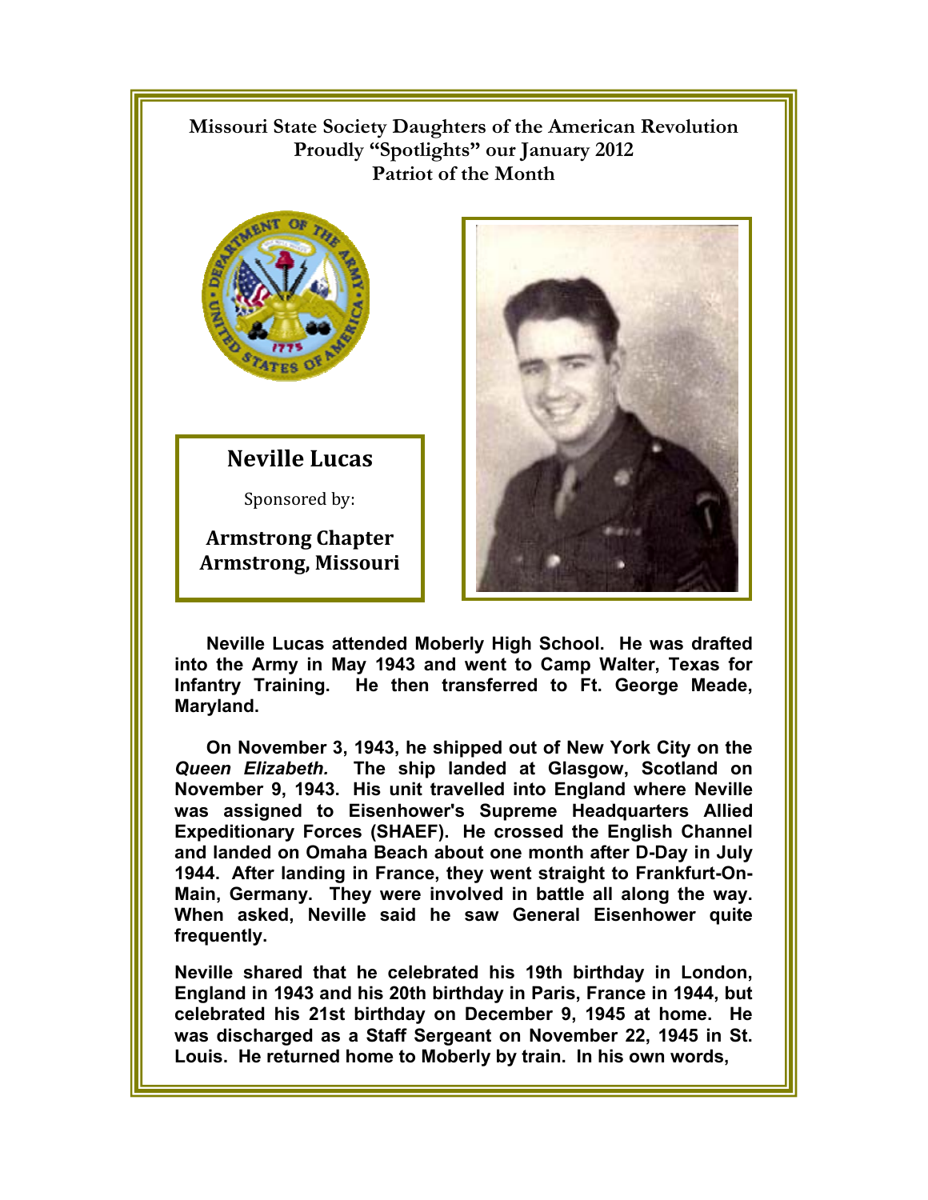**Missouri State Society Daughters of the American Revolution**
**Proudly "Spotlights" our January 2012**
**Patriot of the Month**

## Neville Lucas

Sponsored by:

**Armstrong Chapter**
**Armstrong, Missouri**

**Neville Lucas attended Moberly High School. He was drafted into the Army in May 1943 and went to Camp Walter, Texas for Infantry Training. He then transferred to Ft. George Meade, Maryland.**

**On November 3, 1943, he shipped out of New York City on the *Queen Elizabeth.* The ship landed at Glasgow, Scotland on November 9, 1943. His unit travelled into England where Neville was assigned to Eisenhower's Supreme Headquarters Allied Expeditionary Forces (SHAEF). He crossed the English Channel and landed on Omaha Beach about one month after D-Day in July 1944. After landing in France, they went straight to Frankfurt-On-Main, Germany. They were involved in battle all along the way. When asked, Neville said he saw General Eisenhower quite frequently.**

**Neville shared that he celebrated his 19th birthday in London, England in 1943 and his 20th birthday in Paris, France in 1944, but celebrated his 21st birthday on December 9, 1945 at home. He was discharged as a Staff Sergeant on November 22, 1945 in St. Louis. He returned home to Moberly by train. In his own words,**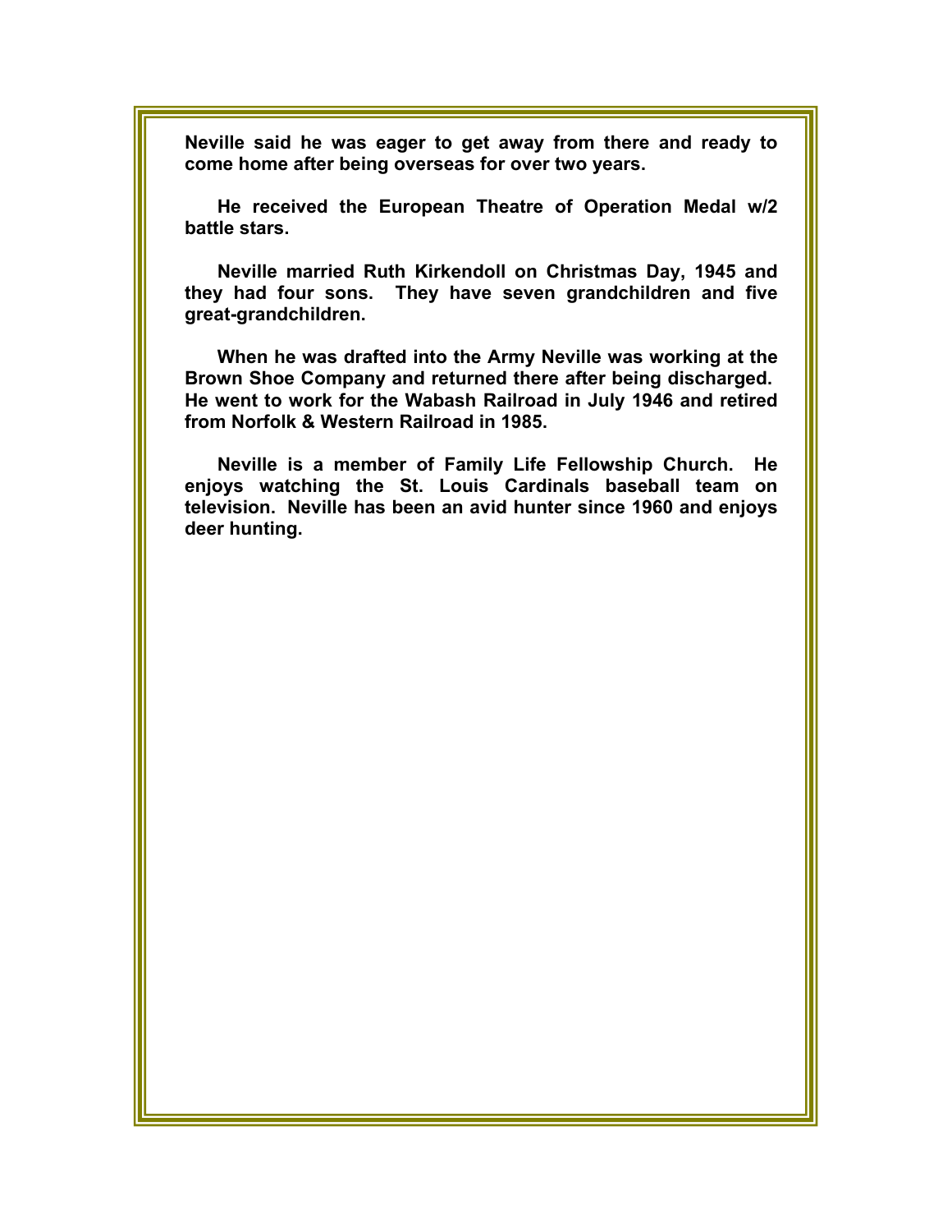**Neville said he was eager to get away from there and ready to come home after being overseas for over two years.**

**He received the European Theatre of Operation Medal w/2 battle stars.**

**Neville married Ruth Kirkendoll on Christmas Day, 1945 and they had four sons. They have seven grandchildren and five great-grandchildren.**

**When he was drafted into the Army Neville was working at the Brown Shoe Company and returned there after being discharged. He went to work for the Wabash Railroad in July 1946 and retired from Norfolk & Western Railroad in 1985.**

**Neville is a member of Family Life Fellowship Church. He enjoys watching the St. Louis Cardinals baseball team on television. Neville has been an avid hunter since 1960 and enjoys deer hunting.**